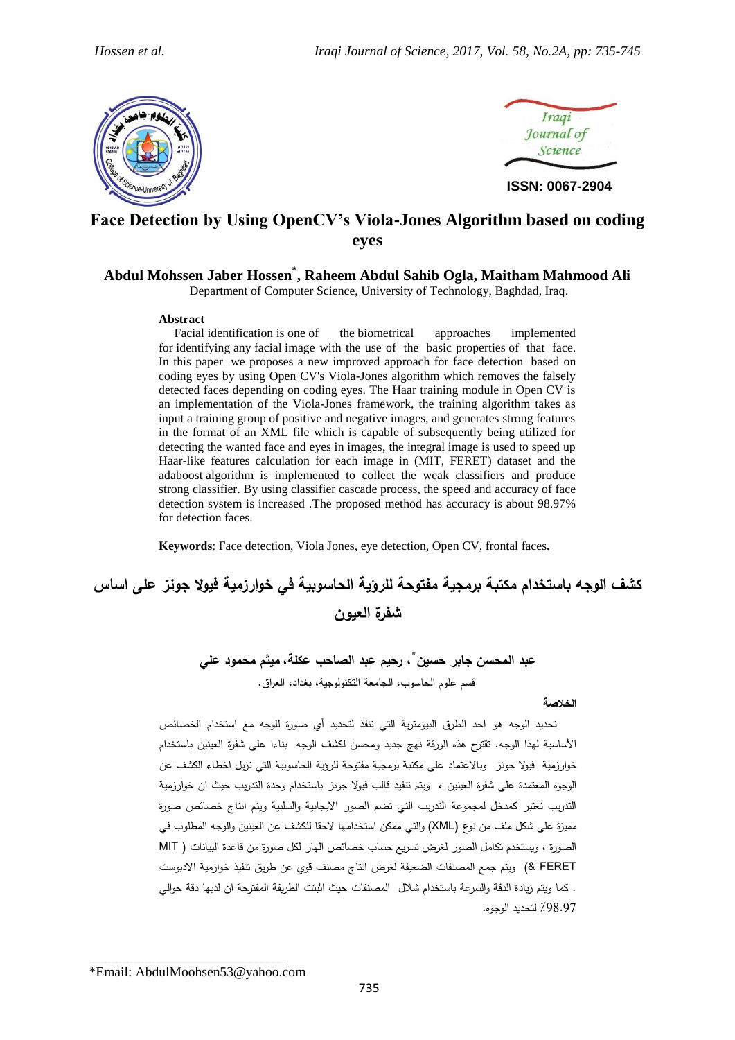ISSN: 0067-2904

# Face Detection by Using OpenCV's Viola-Jones Algorithm based on coding eyes

**Abdul Mohssen Jaber Hossen*, Raheem Abdul Sahib Ogla, Maitham Mahmood Ali**

Department of Computer Science, University of Technology, Baghdad, Iraq.

**Abstract**

Facial identification is one of the biometrical approaches implemented for identifying any facial image with the use of the basic properties of that face. In this paper we proposes a new improved approach for face detection based on coding eyes by using Open CV's Viola-Jones algorithm which removes the falsely detected faces depending on coding eyes. The Haar training module in Open CV is an implementation of the Viola-Jones framework, the training algorithm takes as input a training group of positive and negative images, and generates strong features in the format of an XML file which is capable of subsequently being utilized for detecting the wanted face and eyes in images, the integral image is used to speed up Haar-like features calculation for each image in (MIT, FERET) dataset and the adaboost algorithm is implemented to collect the weak classifiers and produce strong classifier. By using classifier cascade process, the speed and accuracy of face detection system is increased .The proposed method has accuracy is about 98.97% for detection faces.

**Keywords**: Face detection, Viola Jones, eye detection, Open CV, frontal faces**.**

# كشف الوجه باستخدام مكتبة برمجية مفتوحة للرؤية الحاسوبية في خوارزمية فيولا جونز على اساس شفرة العيون

**عبد المحسن جابر حسين*، رحيم عبد الصاحب عكلة، ميثم محمود علي**

قسم علوم الحاسوب، الجامعة التكنولوجية، بغداد، العراق.

**الخلاصة**

تحديد الوجه هو احد الطرق البيومترية التي تنفذ لتحديد أي صورة للوجه مع استخدام الخصائص الأساسية لهذا الوجه. تقترح هذه الورقة نهج جديد ومحسن لكشف الوجه بناءا على شفرة العينين باستخدام خوارزمية فيولا جونز وبالاعتماد على مكتبة برمجية مفتوحة للرؤية الحاسوبية التي تزيل اخطاء الكشف عن الوجوه المعتمدة على شفرة العينين ، ويتم تنفيذ قالب فيولا جونز باستخدام وحدة التدريب حيث ان خوارزمية التدريب تعتبر كمدخل لمجموعة التدريب التي تضم الصور الايجابية والسلبية ويتم انتاج خصائص صورة مميزة على شكل ملف من نوع (XML) والتي ممكن استخدامها لاحقا للكشف عن العينين والوجه المطلوب في الصورة ، ويستخدم تكامل الصور لغرض تسريع حساب خصائص الهار لكل صورة من قاعدة البيانات ( MIT & FERET) ويتم جمع المصنفات الضعيفة لغرض انتاج مصنف قوي عن طريق تنفيذ خوارزمية الادبوست . كما ويتم زيادة الدقة والسرعة باستخدام شلال المصنفات حيث اثبتت الطريقة المقترحة ان لديها دقة حوالي 98.97٪ لتحديد الوجوه.

*Email: AbdulMoohsen53@yahoo.com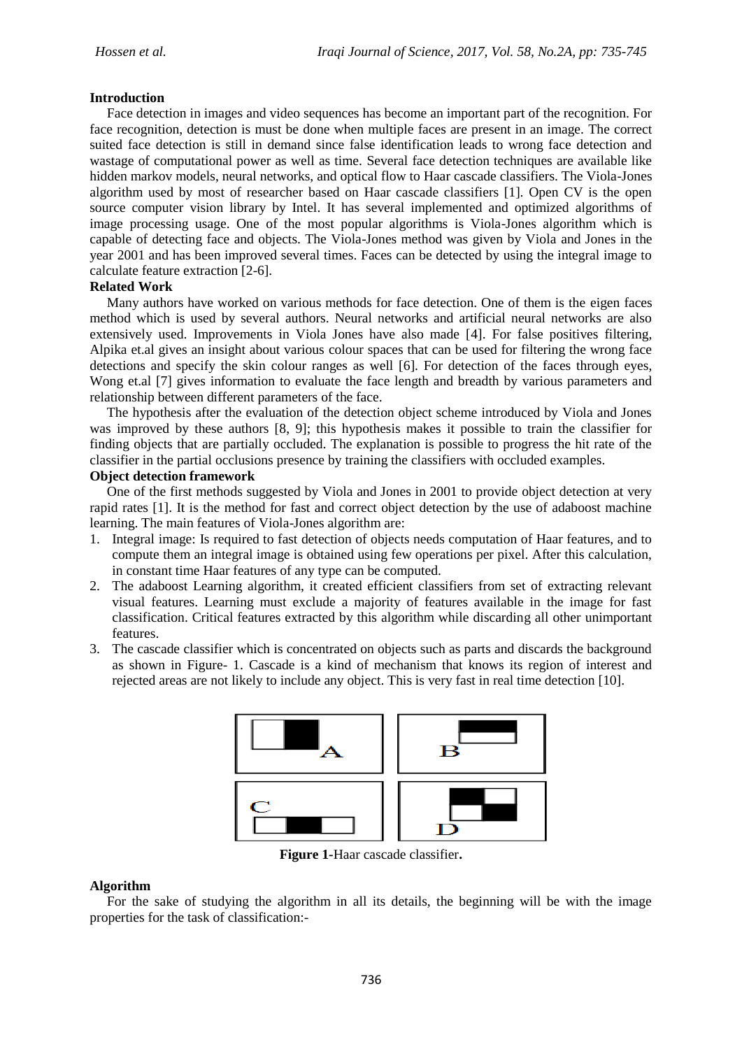**Introduction**

Face detection in images and video sequences has become an important part of the recognition. For face recognition, detection is must be done when multiple faces are present in an image. The correct suited face detection is still in demand since false identification leads to wrong face detection and wastage of computational power as well as time. Several face detection techniques are available like hidden markov models, neural networks, and optical flow to Haar cascade classifiers. The Viola-Jones algorithm used by most of researcher based on Haar cascade classifiers [1]. Open CV is the open source computer vision library by Intel. It has several implemented and optimized algorithms of image processing usage. One of the most popular algorithms is Viola-Jones algorithm which is capable of detecting face and objects. The Viola-Jones method was given by Viola and Jones in the year 2001 and has been improved several times. Faces can be detected by using the integral image to calculate feature extraction [2-6].

**Related Work**

Many authors have worked on various methods for face detection. One of them is the eigen faces method which is used by several authors. Neural networks and artificial neural networks are also extensively used. Improvements in Viola Jones have also made [4]. For false positives filtering, Alpika et.al gives an insight about various colour spaces that can be used for filtering the wrong face detections and specify the skin colour ranges as well [6]. For detection of the faces through eyes, Wong et.al [7] gives information to evaluate the face length and breadth by various parameters and relationship between different parameters of the face.

The hypothesis after the evaluation of the detection object scheme introduced by Viola and Jones was improved by these authors [8, 9]; this hypothesis makes it possible to train the classifier for finding objects that are partially occluded. The explanation is possible to progress the hit rate of the classifier in the partial occlusions presence by training the classifiers with occluded examples.

**Object detection framework**

One of the first methods suggested by Viola and Jones in 2001 to provide object detection at very rapid rates [1]. It is the method for fast and correct object detection by the use of adaboost machine learning. The main features of Viola-Jones algorithm are:

1. Integral image: Is required to fast detection of objects needs computation of Haar features, and to compute them an integral image is obtained using few operations per pixel. After this calculation, in constant time Haar features of any type can be computed.
2. The adaboost Learning algorithm, it created efficient classifiers from set of extracting relevant visual features. Learning must exclude a majority of features available in the image for fast classification. Critical features extracted by this algorithm while discarding all other unimportant features.
3. The cascade classifier which is concentrated on objects such as parts and discards the background as shown in Figure- 1. Cascade is a kind of mechanism that knows its region of interest and rejected areas are not likely to include any object. This is very fast in real time detection [10].

**Figure 1**-Haar cascade classifier**.**

**Algorithm**

For the sake of studying the algorithm in all its details, the beginning will be with the image properties for the task of classification:-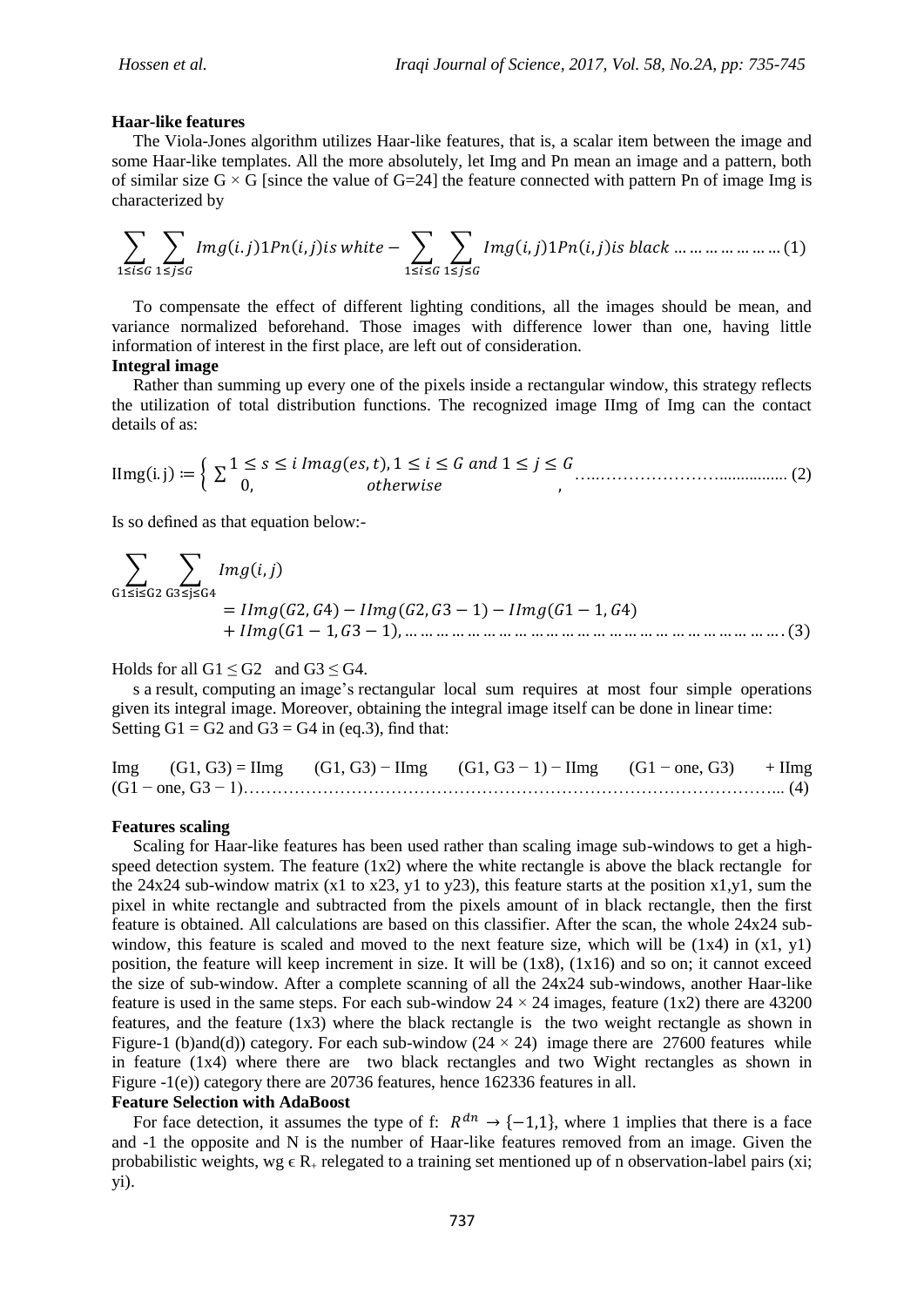**Haar-like features**

The Viola-Jones algorithm utilizes Haar-like features, that is, a scalar item between the image and some Haar-like templates. All the more absolutely, let Img and Pn mean an image and a pattern, both of similar size $G \times G$ [since the value of G=24] the feature connected with pattern Pn of image Img is characterized by

$$\sum_{1 \leq i \leq G} \sum_{1 \leq j \leq G} Img(i.j) 1Pn(i,j) is\ white - \sum_{1 \leq i \leq G} \sum_{1 \leq j \leq G} Img(i,j) 1Pn(i,j) is\ black \dots\dots\dots\dots\dots\dots (1)$$

To compensate the effect of different lighting conditions, all the images should be mean, and variance normalized beforehand. Those images with difference lower than one, having little information of interest in the first place, are left out of consideration.

**Integral image**

Rather than summing up every one of the pixels inside a rectangular window, this strategy reflects the utilization of total distribution functions. The recognized image IImg of Img can the contact details of as:

$$\mathrm{IImg(i.j)} := \begin{cases} \sum 1 \leq s \leq i\ Imag(es,t), 1 \leq i \leq G \ and\ 1 \leq j \leq G \\ 0, \quad\quad\quad\quad otherwise \end{cases}, \dots\dots\dots\dots\dots\dots (2)$$

Is so defined as that equation below:-

$$\sum_{G1 \leq i \leq G2} \sum_{G3 \leq j \leq G4} Img(i,j) = IImg(G2, G4) - IImg(G2, G3-1) - IImg(G1-1, G4) + IImg(G1-1, G3-1), \dots\dots\dots\dots\dots\dots (3)$$

Holds for all $G1 \leq G2$ and $G3 \leq G4$.

s a result, computing an image's rectangular local sum requires at most four simple operations given its integral image. Moreover, obtaining the integral image itself can be done in linear time: Setting G1 = G2 and G3 = G4 in (eq.3), find that:

$$Img\ (G1, G3) = IImg\ (G1, G3) - IImg\ (G1, G3 - 1) - IImg\ (G1 - one, G3) + IImg\ (G1 - one, G3 - 1) \dots\dots\dots\dots (4)$$

**Features scaling**

Scaling for Haar-like features has been used rather than scaling image sub-windows to get a high-speed detection system. The feature (1x2) where the white rectangle is above the black rectangle for the 24x24 sub-window matrix (x1 to x23, y1 to y23), this feature starts at the position x1,y1, sum the pixel in white rectangle and subtracted from the pixels amount of in black rectangle, then the first feature is obtained. All calculations are based on this classifier. After the scan, the whole 24x24 sub-window, this feature is scaled and moved to the next feature size, which will be (1x4) in (x1, y1) position, the feature will keep increment in size. It will be (1x8), (1x16) and so on; it cannot exceed the size of sub-window. After a complete scanning of all the 24x24 sub-windows, another Haar-like feature is used in the same steps. For each sub-window $24 \times 24$ images, feature (1x2) there are 43200 features, and the feature (1x3) where the black rectangle is the two weight rectangle as shown in Figure-1 (b)and(d)) category. For each sub-window $(24 \times 24)$ image there are 27600 features while in feature (1x4) where there are two black rectangles and two Wight rectangles as shown in Figure -1(e)) category there are 20736 features, hence 162336 features in all.

**Feature Selection with AdaBoost**

For face detection, it assumes the type of f: $R^{dn} \rightarrow \{-1,1\}$, where 1 implies that there is a face and -1 the opposite and N is the number of Haar-like features removed from an image. Given the probabilistic weights, $wg \in R_+$ relegated to a training set mentioned up of n observation-label pairs (xi; yi).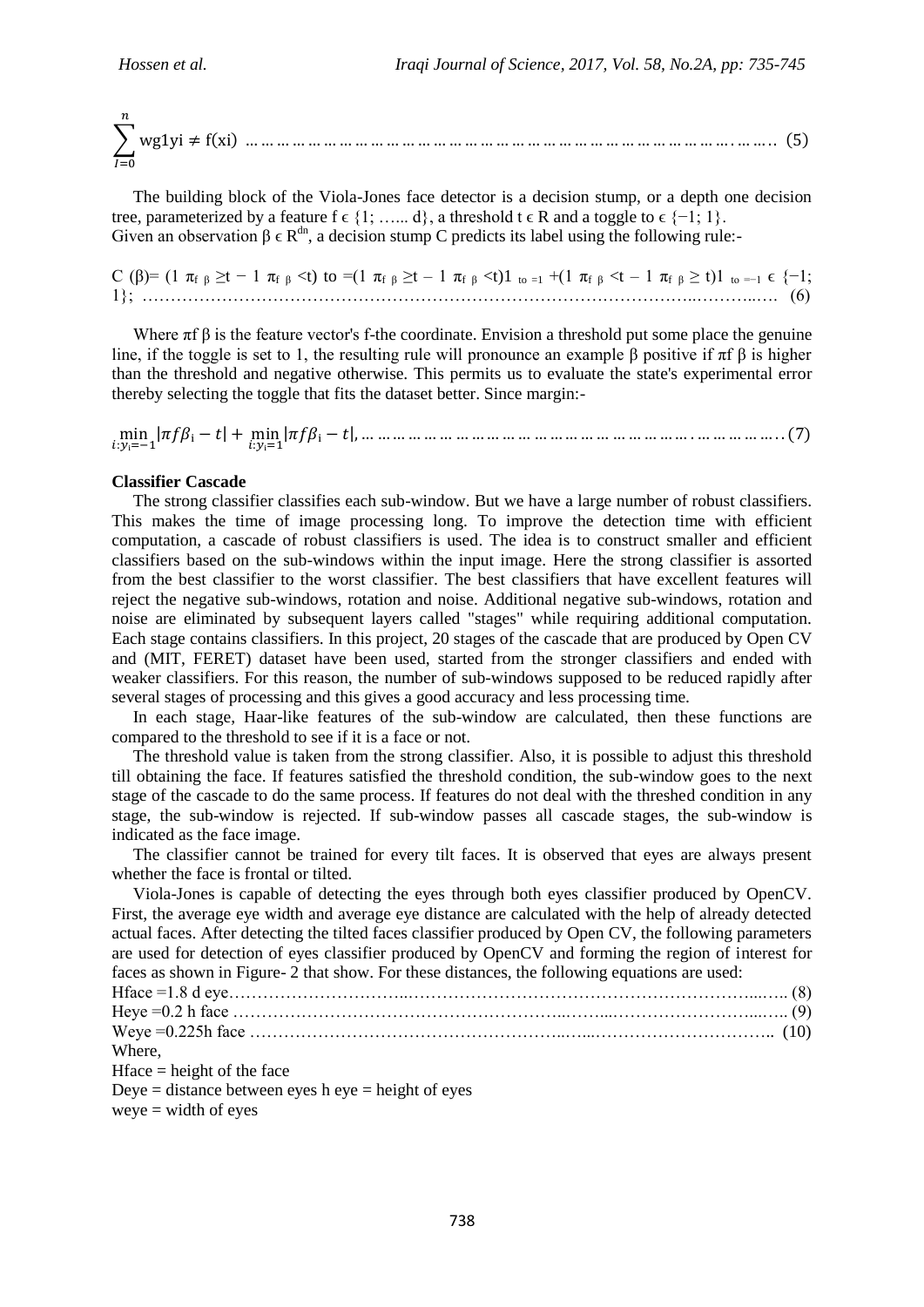$$\sum_{I=0}^{n} \text{wg1yi} \neq \text{f(xi)} \quad \ldots \quad (5)$$

The building block of the Viola-Jones face detector is a decision stump, or a depth one decision tree, parameterized by a feature $f \in \{1; \ldots.. d\}$, a threshold $t \in R$ and a toggle to $\in \{-1; 1\}$.
Given an observation $\beta \in R^{dn}$, a decision stump C predicts its label using the following rule:-

$$C(\beta) = (1\ \pi_{f\ \beta} \geq t - 1\ \pi_{f\ \beta} < t)\ \text{to} = (1\ \pi_{f\ \beta} \geq t - 1\ \pi_{f\ \beta} < t)1_{\ \text{to}=1} + (1\ \pi_{f\ \beta} < t - 1\ \pi_{f\ \beta} \geq t)1_{\ \text{to}=-1} \in \{-1; 1\}; \quad \ldots \quad (6)$$

Where $\pi f\ \beta$ is the feature vector's f-the coordinate. Envision a threshold put some place the genuine line, if the toggle is set to 1, the resulting rule will pronounce an example $\beta$ positive if $\pi f\ \beta$ is higher than the threshold and negative otherwise. This permits us to evaluate the state's experimental error thereby selecting the toggle that fits the dataset better. Since margin:-

$$\min_{i:y_i=-1} |\pi f \beta_i - t| + \min_{i:y_i=1} |\pi f \beta_i - t|, \quad \ldots \quad (7)$$

**Classifier Cascade**

The strong classifier classifies each sub-window. But we have a large number of robust classifiers. This makes the time of image processing long. To improve the detection time with efficient computation, a cascade of robust classifiers is used. The idea is to construct smaller and efficient classifiers based on the sub-windows within the input image. Here the strong classifier is assorted from the best classifier to the worst classifier. The best classifiers that have excellent features will reject the negative sub-windows, rotation and noise. Additional negative sub-windows, rotation and noise are eliminated by subsequent layers called "stages" while requiring additional computation. Each stage contains classifiers. In this project, 20 stages of the cascade that are produced by Open CV and (MIT, FERET) dataset have been used, started from the stronger classifiers and ended with weaker classifiers. For this reason, the number of sub-windows supposed to be reduced rapidly after several stages of processing and this gives a good accuracy and less processing time.

In each stage, Haar-like features of the sub-window are calculated, then these functions are compared to the threshold to see if it is a face or not.

The threshold value is taken from the strong classifier. Also, it is possible to adjust this threshold till obtaining the face. If features satisfied the threshold condition, the sub-window goes to the next stage of the cascade to do the same process. If features do not deal with the threshed condition in any stage, the sub-window is rejected. If sub-window passes all cascade stages, the sub-window is indicated as the face image.

The classifier cannot be trained for every tilt faces. It is observed that eyes are always present whether the face is frontal or tilted.

Viola-Jones is capable of detecting the eyes through both eyes classifier produced by OpenCV. First, the average eye width and average eye distance are calculated with the help of already detected actual faces. After detecting the tilted faces classifier produced by Open CV, the following parameters are used for detection of eyes classifier produced by OpenCV and forming the region of interest for faces as shown in Figure- 2 that show. For these distances, the following equations are used:

Hface =1.8 d eye……………………………………………………………… (8)
Heye =0.2 h face ……………………………………………………………… (9)
Weye =0.225h face …………………………………………………………… (10)
Where,
Hface = height of the face
Deye = distance between eyes h eye = height of eyes
weye = width of eyes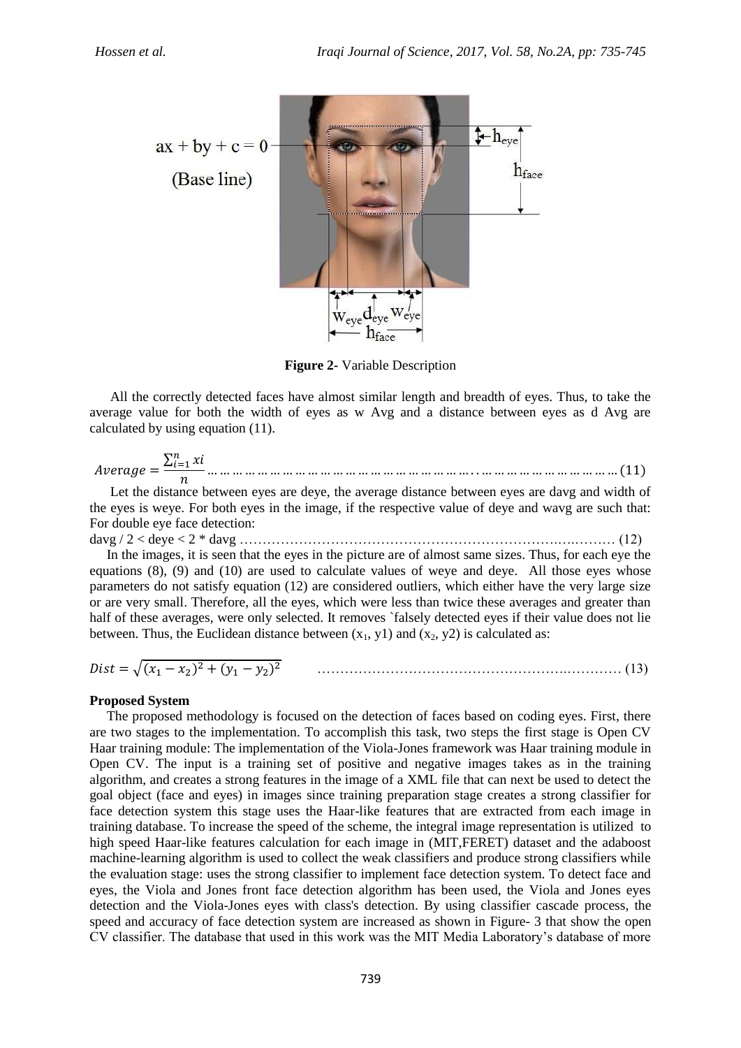**Figure 2-** Variable Description

All the correctly detected faces have almost similar length and breadth of eyes. Thus, to take the average value for both the width of eyes as w Avg and a distance between eyes as d Avg are calculated by using equation (11).

$$Average = \frac{\sum_{i=1}^{n} xi}{n} \quad \ldots (11)$$

Let the distance between eyes are deye, the average distance between eyes are davg and width of the eyes is weye. For both eyes in the image, if the respective value of deye and wavg are such that: For double eye face detection:

$$davg / 2 < deye < 2 * davg \quad \ldots (12)$$

In the images, it is seen that the eyes in the picture are of almost same sizes. Thus, for each eye the equations (8), (9) and (10) are used to calculate values of weye and deye. All those eyes whose parameters do not satisfy equation (12) are considered outliers, which either have the very large size or are very small. Therefore, all the eyes, which were less than twice these averages and greater than half of these averages, were only selected. It removes `falsely detected eyes if their value does not lie between. Thus, the Euclidean distance between ($x_1$, y1) and ($x_2$, y2) is calculated as:

$$Dist = \sqrt{(x_1 - x_2)^2 + (y_1 - y_2)^2} \quad \ldots (13)$$

**Proposed System**

The proposed methodology is focused on the detection of faces based on coding eyes. First, there are two stages to the implementation. To accomplish this task, two steps the first stage is Open CV Haar training module: The implementation of the Viola-Jones framework was Haar training module in Open CV. The input is a training set of positive and negative images takes as in the training algorithm, and creates a strong features in the image of a XML file that can next be used to detect the goal object (face and eyes) in images since training preparation stage creates a strong classifier for face detection system this stage uses the Haar-like features that are extracted from each image in training database. To increase the speed of the scheme, the integral image representation is utilized to high speed Haar-like features calculation for each image in (MIT,FERET) dataset and the adaboost machine-learning algorithm is used to collect the weak classifiers and produce strong classifiers while the evaluation stage: uses the strong classifier to implement face detection system. To detect face and eyes, the Viola and Jones front face detection algorithm has been used, the Viola and Jones eyes detection and the Viola-Jones eyes with class's detection. By using classifier cascade process, the speed and accuracy of face detection system are increased as shown in Figure- 3 that show the open CV classifier. The database that used in this work was the MIT Media Laboratory's database of more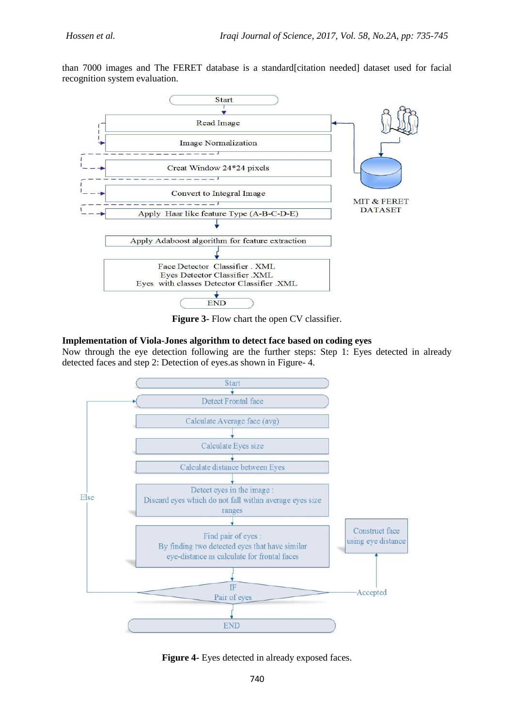than 7000 images and The FERET database is a standard[citation needed] dataset used for facial recognition system evaluation.

Figure 3- Flow chart the open CV classifier.

**Implementation of Viola-Jones algorithm to detect face based on coding eyes**

Now through the eye detection following are the further steps: Step 1: Eyes detected in already detected faces and step 2: Detection of eyes.as shown in Figure- 4.

Figure 4- Eyes detected in already exposed faces.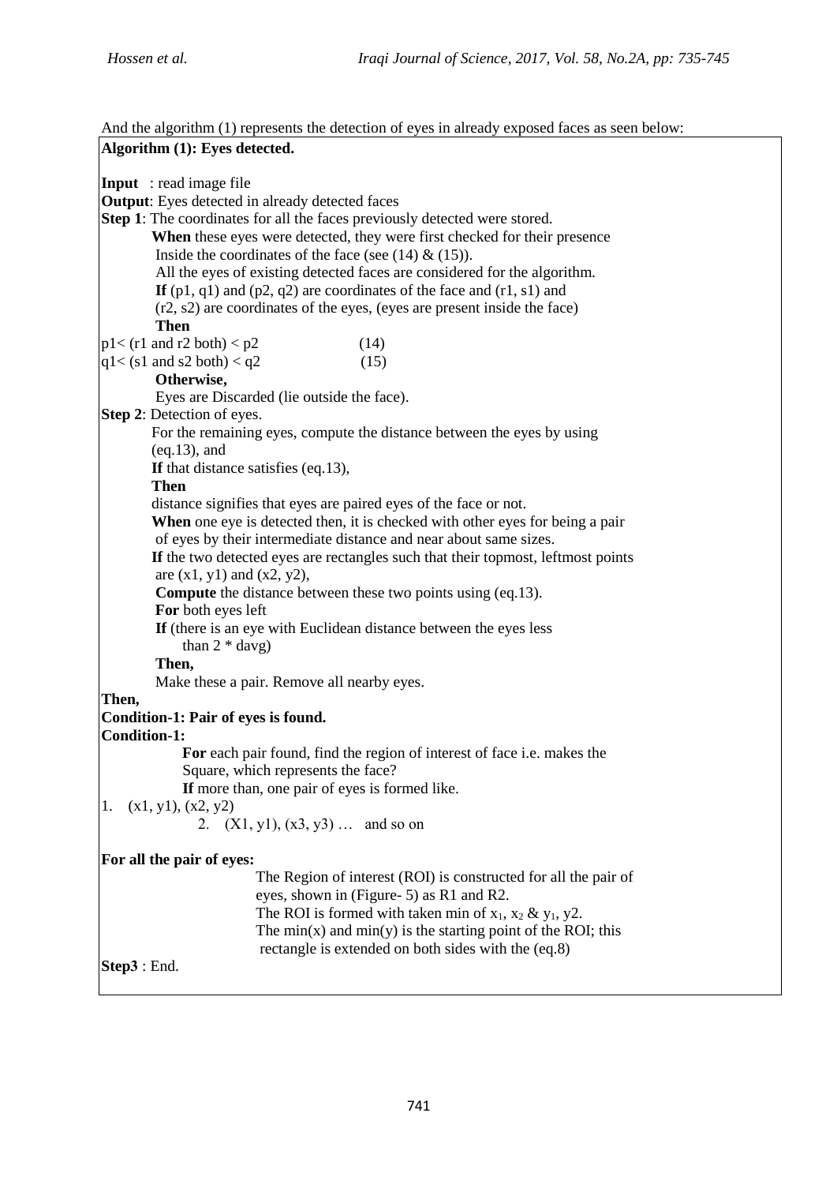And the algorithm (1) represents the detection of eyes in already exposed faces as seen below:

**Algorithm (1): Eyes detected.**

**Input** : read image file

**Output**: Eyes detected in already detected faces

**Step 1**: The coordinates for all the faces previously detected were stored.

**When** these eyes were detected, they were first checked for their presence Inside the coordinates of the face (see (14) & (15)).

All the eyes of existing detected faces are considered for the algorithm.

**If** (p1, q1) and (p2, q2) are coordinates of the face and (r1, s1) and (r2, s2) are coordinates of the eyes, (eyes are present inside the face)

**Then**

$$p1 < (r1 \text{ and } r2 \text{ both}) < p2 \quad (14)$$

$$q1 < (s1 \text{ and } s2 \text{ both}) < q2 \quad (15)$$

**Otherwise,**

Eyes are Discarded (lie outside the face).

**Step 2**: Detection of eyes.

For the remaining eyes, compute the distance between the eyes by using (eq.13), and

**If** that distance satisfies (eq.13),

**Then**

distance signifies that eyes are paired eyes of the face or not.

**When** one eye is detected then, it is checked with other eyes for being a pair of eyes by their intermediate distance and near about same sizes.

**If** the two detected eyes are rectangles such that their topmost, leftmost points are (x1, y1) and (x2, y2),

**Compute** the distance between these two points using (eq.13).

**For** both eyes left

**If** (there is an eye with Euclidean distance between the eyes less than 2 * davg)

**Then,**

Make these a pair. Remove all nearby eyes.

**Then,**

**Condition-1: Pair of eyes is found.**

**Condition-1:**

**For** each pair found, find the region of interest of face i.e. makes the Square, which represents the face?

**If** more than, one pair of eyes is formed like.

1. (x1, y1), (x2, y2)
2. (X1, y1), (x3, y3) … and so on

**For all the pair of eyes:**

The Region of interest (ROI) is constructed for all the pair of eyes, shown in (Figure- 5) as R1 and R2.

The ROI is formed with taken min of $x_1$, $x_2$ & $y_1$, y2.

The min(x) and min(y) is the starting point of the ROI; this rectangle is extended on both sides with the (eq.8)

**Step3** : End.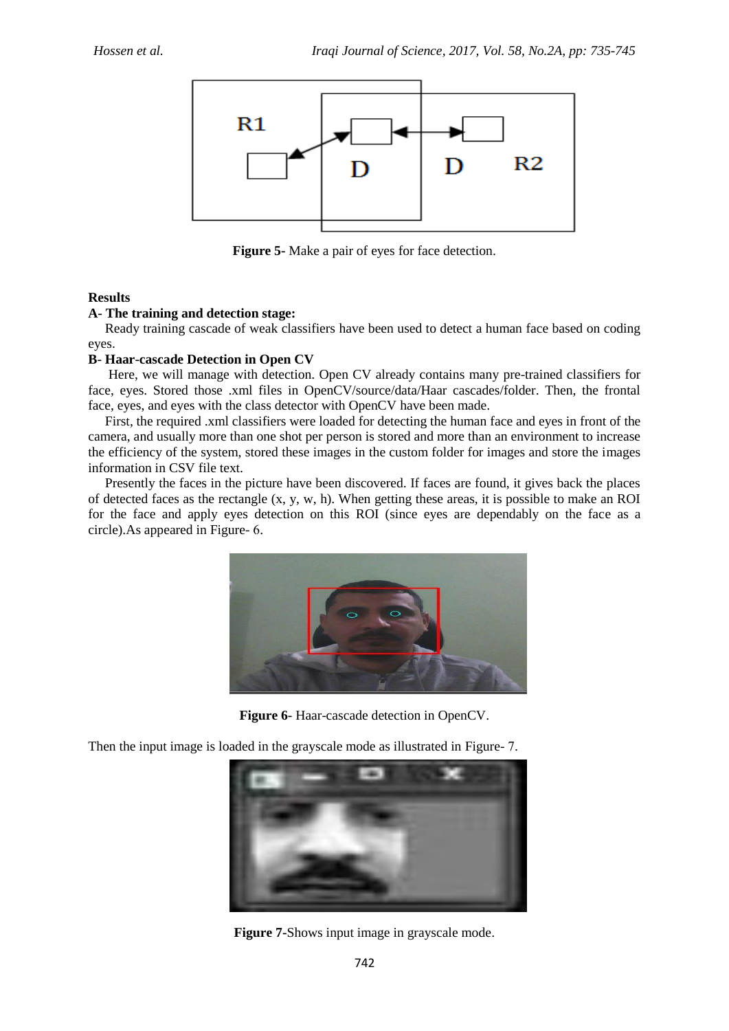Figure 5- Make a pair of eyes for face detection.

## Results

### A- The training and detection stage:

Ready training cascade of weak classifiers have been used to detect a human face based on coding eyes.

### B- Haar-cascade Detection in Open CV

Here, we will manage with detection. Open CV already contains many pre-trained classifiers for face, eyes. Stored those .xml files in OpenCV/source/data/Haar cascades/folder. Then, the frontal face, eyes, and eyes with the class detector with OpenCV have been made.

First, the required .xml classifiers were loaded for detecting the human face and eyes in front of the camera, and usually more than one shot per person is stored and more than an environment to increase the efficiency of the system, stored these images in the custom folder for images and store the images information in CSV file text.

Presently the faces in the picture have been discovered. If faces are found, it gives back the places of detected faces as the rectangle (x, y, w, h). When getting these areas, it is possible to make an ROI for the face and apply eyes detection on this ROI (since eyes are dependably on the face as a circle).As appeared in Figure- 6.

**Figure 6-** Haar-cascade detection in OpenCV.

Then the input image is loaded in the grayscale mode as illustrated in Figure- 7.

**Figure 7-**Shows input image in grayscale mode.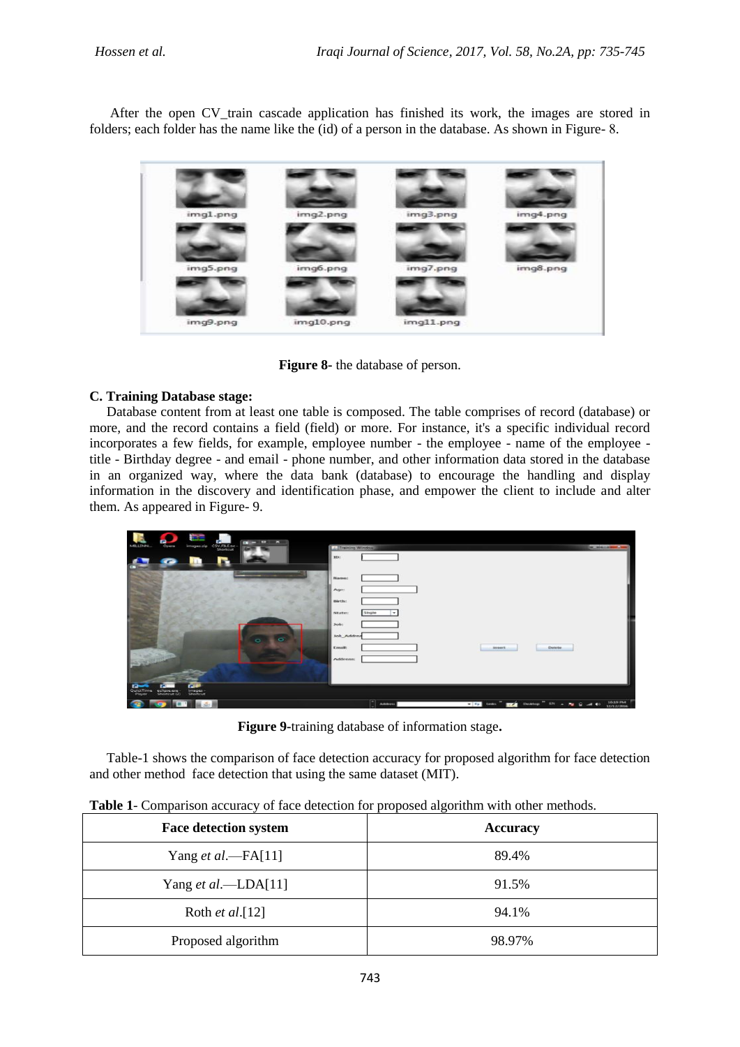After the open CV_train cascade application has finished its work, the images are stored in folders; each folder has the name like the (id) of a person in the database. As shown in Figure- 8.

**Figure 8**- the database of person.

**C. Training Database stage:**

Database content from at least one table is composed. The table comprises of record (database) or more, and the record contains a field (field) or more. For instance, it's a specific individual record incorporates a few fields, for example, employee number - the employee - name of the employee - title - Birthday degree - and email - phone number, and other information data stored in the database in an organized way, where the data bank (database) to encourage the handling and display information in the discovery and identification phase, and empower the client to include and alter them. As appeared in Figure- 9.

**Figure 9**-training database of information stage**.**

Table-1 shows the comparison of face detection accuracy for proposed algorithm for face detection and other method face detection that using the same dataset (MIT).

**Table 1**- Comparison accuracy of face detection for proposed algorithm with other methods.

| Face detection system | Accuracy |
| --- | --- |
| Yang *et al*.—FA[11] | 89.4% |
| Yang *et al*.—LDA[11] | 91.5% |
| Roth *et al*.[12] | 94.1% |
| Proposed algorithm | 98.97% |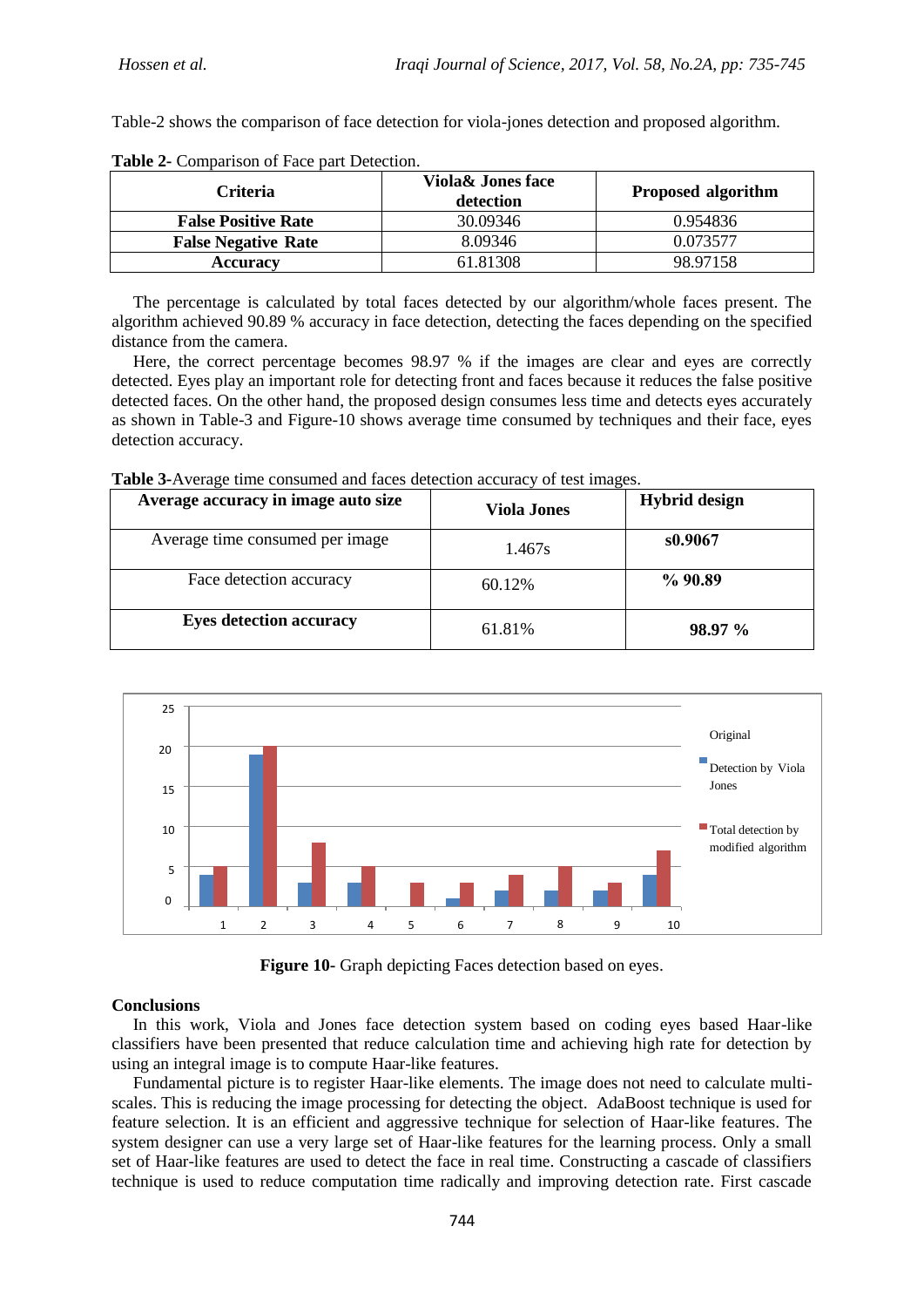Table-2 shows the comparison of face detection for viola-jones detection and proposed algorithm.

**Table 2-** Comparison of Face part Detection.

| Criteria | Viola& Jones face detection | Proposed algorithm |
|---|---|---|
| **False Positive Rate** | 30.09346 | 0.954836 |
| **False Negative Rate** | 8.09346 | 0.073577 |
| **Accuracy** | 61.81308 | 98.97158 |

The percentage is calculated by total faces detected by our algorithm/whole faces present. The algorithm achieved 90.89 % accuracy in face detection, detecting the faces depending on the specified distance from the camera.

Here, the correct percentage becomes 98.97 % if the images are clear and eyes are correctly detected. Eyes play an important role for detecting front and faces because it reduces the false positive detected faces. On the other hand, the proposed design consumes less time and detects eyes accurately as shown in Table-3 and Figure-10 shows average time consumed by techniques and their face, eyes detection accuracy.

**Table 3-**Average time consumed and faces detection accuracy of test images.

| **Average accuracy in image auto size** | **Viola Jones** | **Hybrid design** |
|---|---|---|
| Average time consumed per image | 1.467s | **s0.9067** |
| Face detection accuracy | 60.12% | **% 90.89** |
| **Eyes detection accuracy** | 61.81% | **98.97 %** |

**Figure 10-** Graph depicting Faces detection based on eyes.

## Conclusions

In this work, Viola and Jones face detection system based on coding eyes based Haar-like classifiers have been presented that reduce calculation time and achieving high rate for detection by using an integral image is to compute Haar-like features.

Fundamental picture is to register Haar-like elements. The image does not need to calculate multi-scales. This is reducing the image processing for detecting the object. AdaBoost technique is used for feature selection. It is an efficient and aggressive technique for selection of Haar-like features. The system designer can use a very large set of Haar-like features for the learning process. Only a small set of Haar-like features are used to detect the face in real time. Constructing a cascade of classifiers technique is used to reduce computation time radically and improving detection rate. First cascade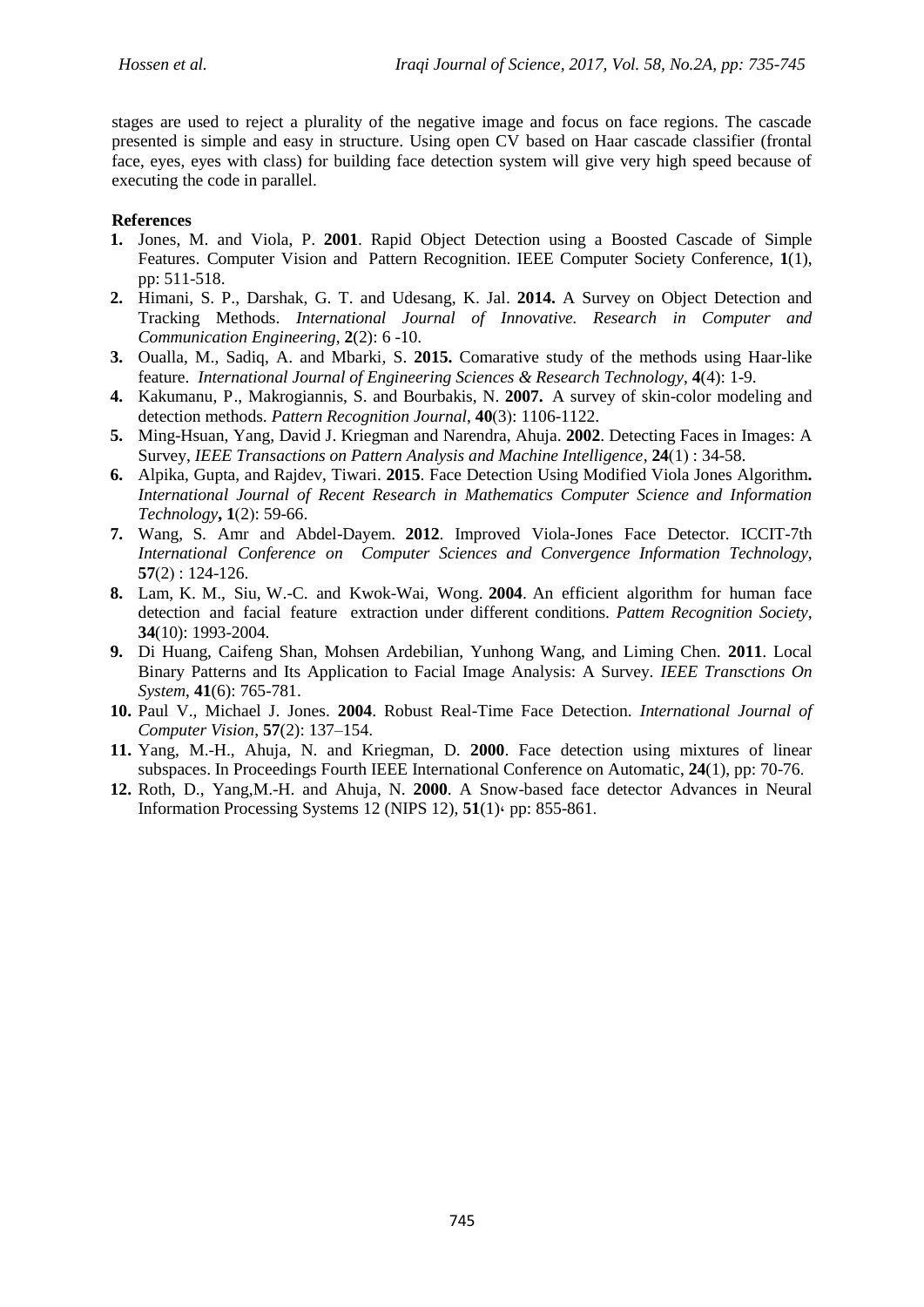stages are used to reject a plurality of the negative image and focus on face regions. The cascade presented is simple and easy in structure. Using open CV based on Haar cascade classifier (frontal face, eyes, eyes with class) for building face detection system will give very high speed because of executing the code in parallel.

**References**

1. Jones, M. and Viola, P. **2001**. Rapid Object Detection using a Boosted Cascade of Simple Features. Computer Vision and Pattern Recognition. IEEE Computer Society Conference, **1**(1), pp: 511-518.
2. Himani, S. P., Darshak, G. T. and Udesang, K. Jal. **2014.** A Survey on Object Detection and Tracking Methods. *International Journal of Innovative. Research in Computer and Communication Engineering*, **2**(2): 6 -10.
3. Oualla, M., Sadiq, A. and Mbarki, S. **2015.** Comarative study of the methods using Haar-like feature. *International Journal of Engineering Sciences & Research Technology*, **4**(4): 1-9.
4. Kakumanu, P., Makrogiannis, S. and Bourbakis, N. **2007.** A survey of skin-color modeling and detection methods. *Pattern Recognition Journal*, **40**(3): 1106-1122.
5. Ming-Hsuan, Yang, David J. Kriegman and Narendra, Ahuja. **2002**. Detecting Faces in Images: A Survey, *IEEE Transactions on Pattern Analysis and Machine Intelligence*, **24**(1) : 34-58.
6. Alpika, Gupta, and Rajdev, Tiwari. **2015**. Face Detection Using Modified Viola Jones Algorithm**.** *International Journal of Recent Research in Mathematics Computer Science and Information Technology***, 1**(2): 59-66.
7. Wang, S. Amr and Abdel-Dayem. **2012**. Improved Viola-Jones Face Detector. ICCIT-7th *International Conference on Computer Sciences and Convergence Information Technology*, **57**(2) : 124-126.
8. Lam, K. M., Siu, W.-C. and Kwok-Wai, Wong. **2004**. An efficient algorithm for human face detection and facial feature extraction under different conditions. *Pattem Recognition Society*, **34**(10): 1993-2004.
9. Di Huang, Caifeng Shan, Mohsen Ardebilian, Yunhong Wang, and Liming Chen. **2011**. Local Binary Patterns and Its Application to Facial Image Analysis: A Survey. *IEEE Transctions On System*, **41**(6): 765-781.
10. Paul V., Michael J. Jones. **2004**. Robust Real-Time Face Detection. *International Journal of Computer Vision*, **57**(2): 137–154.
11. Yang, M.-H., Ahuja, N. and Kriegman, D. **2000**. Face detection using mixtures of linear subspaces. In Proceedings Fourth IEEE International Conference on Automatic, **24**(1), pp: 70-76.
12. Roth, D., Yang,M.-H. and Ahuja, N. **2000**. A Snow-based face detector Advances in Neural Information Processing Systems 12 (NIPS 12), **51**(1)، pp: 855-861.